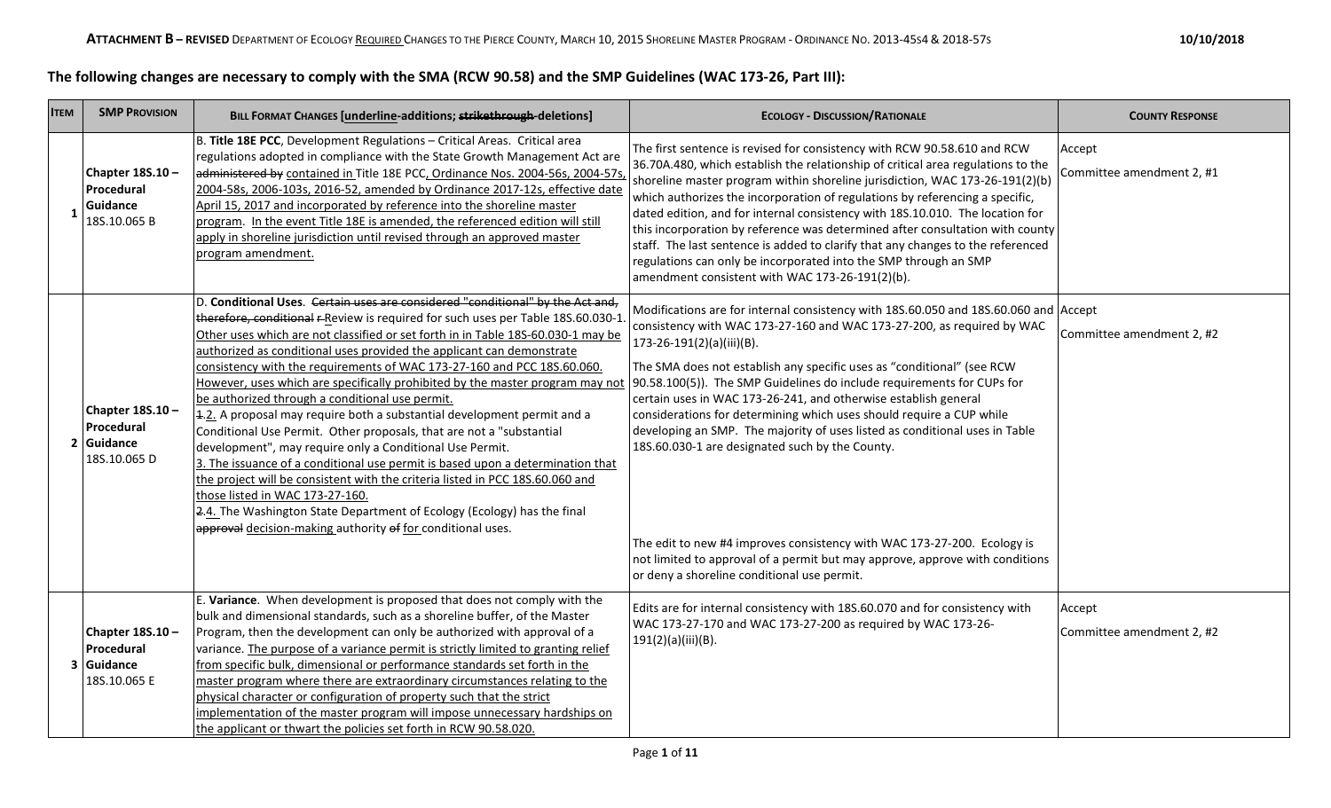## The following changes are necessary to comply with the SMA (RCW 90.58) and the SMP Guidelines (WAC 173-26, Part III):

| Item | SMP Provision | Bill Format Changes [<u>underline</u>-additions; ~~strikethrough~~-deletions] | Ecology - Discussion/Rationale | County Response |
|---|---|---|---|---|
| 1 | **Chapter 18S.10 – Procedural Guidance**<br>18S.10.065 B | B. **Title 18E PCC**, Development Regulations – Critical Areas. Critical area regulations adopted in compliance with the State Growth Management Act are ~~administered by~~ <u>contained in</u> Title 18E PCC<u>, Ordinance Nos. 2004-56s, 2004-57s, 2004-58s, 2006-103s, 2016-52, amended by Ordinance 2017-12s, effective date April 15, 2017 and incorporated by reference into the shoreline master program</u>. <u>In the event Title 18E is amended, the referenced edition will still apply in shoreline jurisdiction until revised through an approved master program amendment.</u> | The first sentence is revised for consistency with RCW 90.58.610 and RCW 36.70A.480, which establish the relationship of critical area regulations to the shoreline master program within shoreline jurisdiction, WAC 173-26-191(2)(b) which authorizes the incorporation of regulations by referencing a specific, dated edition, and for internal consistency with 18S.10.010. The location for this incorporation by reference was determined after consultation with county staff. The last sentence is added to clarify that any changes to the referenced regulations can only be incorporated into the SMP through an SMP amendment consistent with WAC 173-26-191(2)(b). | Accept<br>Committee amendment 2, #1 |
| 2 | **Chapter 18S.10 – Procedural Guidance**<br>18S.10.065 D | D. **Conditional Uses**. ~~Certain uses are considered "conditional" by the Act and, therefore, conditional r~~<u>R</u>eview is required for such uses per Table 18S.60.030-1. <u>Other uses which are not classified or set forth in in Table 18S-60.030-1 may be authorized as conditional uses provided the applicant can demonstrate consistency with the requirements of WAC 173-27-160 and PCC 18S.60.060. However, uses which are specifically prohibited by the master program may not be authorized through a conditional use permit.</u><br>~~1.~~<u>2.</u> A proposal may require both a substantial development permit and a Conditional Use Permit. Other proposals, that are not a "substantial development", may require only a Conditional Use Permit.<br><u>3. The issuance of a conditional use permit is based upon a determination that the project will be consistent with the criteria listed in PCC 18S.60.060 and those listed in WAC 173-27-160.</u><br>~~2.~~<u>4.</u> The Washington State Department of Ecology (Ecology) has the final ~~approval~~ <u>decision-making</u> authority ~~of~~ <u>for</u> conditional uses. | Modifications are for internal consistency with 18S.60.050 and 18S.60.060 and consistency with WAC 173-27-160 and WAC 173-27-200, as required by WAC 173-26-191(2)(a)(iii)(B).<br>The SMA does not establish any specific uses as "conditional" (see RCW 90.58.100(5)). The SMP Guidelines do include requirements for CUPs for certain uses in WAC 173-26-241, and otherwise establish general considerations for determining which uses should require a CUP while developing an SMP. The majority of uses listed as conditional uses in Table 18S.60.030-1 are designated such by the County.<br>The edit to new #4 improves consistency with WAC 173-27-200. Ecology is not limited to approval of a permit but may approve, approve with conditions or deny a shoreline conditional use permit. | Accept<br>Committee amendment 2, #2 |
| 3 | **Chapter 18S.10 – Procedural Guidance**<br>18S.10.065 E | E. **Variance**. When development is proposed that does not comply with the bulk and dimensional standards, such as a shoreline buffer, of the Master Program, then the development can only be authorized with approval of a variance. <u>The purpose of a variance permit is strictly limited to granting relief from specific bulk, dimensional or performance standards set forth in the master program where there are extraordinary circumstances relating to the physical character or configuration of property such that the strict implementation of the master program will impose unnecessary hardships on the applicant or thwart the policies set forth in RCW 90.58.020.</u> | Edits are for internal consistency with 18S.60.070 and for consistency with WAC 173-27-170 and WAC 173-27-200 as required by WAC 173-26-191(2)(a)(iii)(B). | Accept<br>Committee amendment 2, #2 |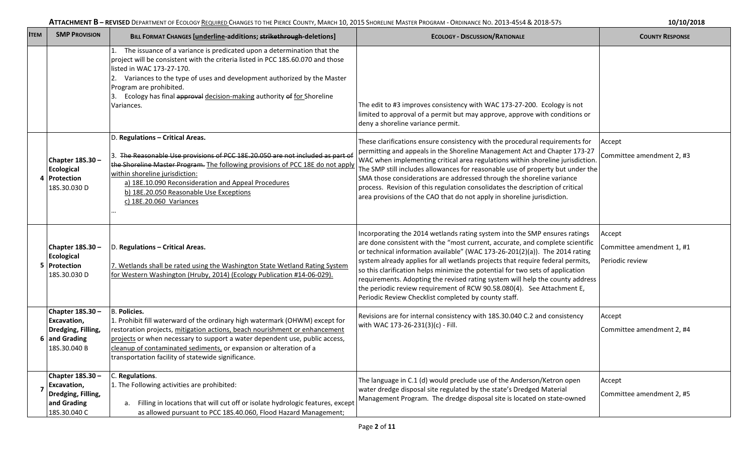**ATTACHMENT B – REVISED DEPARTMENT OF ECOLOGY REQUIRED CHANGES TO THE PIERCE COUNTY, MARCH 10, 2015 SHORELINE MASTER PROGRAM - ORDINANCE NO. 2013-45S4 & 2018-57S** 10/10/2018

| ITEM | SMP PROVISION | BILL FORMAT CHANGES [underline-additions; ~~strikethrough~~-deletions] | ECOLOGY - DISCUSSION/RATIONALE | COUNTY RESPONSE |
|---|---|---|---|---|
| | | 1. The issuance of a variance is predicated upon a determination that the project will be consistent with the criteria listed in PCC 18S.60.070 and those listed in WAC 173-27-170.<br>2. Variances to the type of uses and development authorized by the Master Program are prohibited.<br>3. Ecology has final ~~approval~~ <u>decision-making</u> authority ~~of~~ <u>for</u> Shoreline Variances. | The edit to #3 improves consistency with WAC 173-27-200. Ecology is not limited to approval of a permit but may approve, approve with conditions or deny a shoreline variance permit. | |
| 4 | **Chapter 18S.30 – Ecological Protection** 18S.30.030 D | D. **Regulations – Critical Areas.**<br><br>3. ~~The Reasonable Use provisions of PCC 18E.20.050 are not included as part of the Shoreline Master Program.~~ <u>The following provisions of PCC 18E do not apply within shoreline jurisdiction:</u><br><u>a) 18E.10.090 Reconsideration and Appeal Procedures</u><br><u>b) 18E.20.050 Reasonable Use Exceptions</u><br><u>c) 18E.20.060 Variances</u><br>… | These clarifications ensure consistency with the procedural requirements for permitting and appeals in the Shoreline Management Act and Chapter 173-27 WAC when implementing critical area regulations within shoreline jurisdiction. The SMP still includes allowances for reasonable use of property but under the SMA those considerations are addressed through the shoreline variance process. Revision of this regulation consolidates the description of critical area provisions of the CAO that do not apply in shoreline jurisdiction. | Accept<br><br>Committee amendment 2, #3 |
| 5 | **Chapter 18S.30 – Ecological Protection** 18S.30.030 D | D. **Regulations – Critical Areas.**<br><br><u>7. Wetlands shall be rated using the Washington State Wetland Rating System for Western Washington (Hruby, 2014) (Ecology Publication #14-06-029).</u> | Incorporating the 2014 wetlands rating system into the SMP ensures ratings are done consistent with the "most current, accurate, and complete scientific or technical information available" (WAC 173-26-201(2)(a)). The 2014 rating system already applies for all wetlands projects that require federal permits, so this clarification helps minimize the potential for two sets of application requirements. Adopting the revised rating system will help the county address the periodic review requirement of RCW 90.58.080(4). See Attachment E, Periodic Review Checklist completed by county staff. | Accept<br><br>Committee amendment 1, #1<br><br>Periodic review |
| 6 | **Chapter 18S.30 – Excavation, Dredging, Filling, and Grading** 18S.30.040 B | B. **Policies.**<br>1. Prohibit fill waterward of the ordinary high watermark (OHWM) except for restoration projects, <u>mitigation actions, beach nourishment or enhancement projects</u> or when necessary to support a water dependent use, public access, <u>cleanup of contaminated sediments,</u> or expansion or alteration of a transportation facility of statewide significance. | Revisions are for internal consistency with 18S.30.040 C.2 and consistency with WAC 173-26-231(3)(c) - Fill. | Accept<br><br>Committee amendment 2, #4 |
| 7 | **Chapter 18S.30 – Excavation, Dredging, Filling, and Grading** 18S.30.040 C | C. **Regulations**.<br>1. The Following activities are prohibited:<br><br>a. Filling in locations that will cut off or isolate hydrologic features, except as allowed pursuant to PCC 18S.40.060, Flood Hazard Management; | The language in C.1 (d) would preclude use of the Anderson/Ketron open water dredge disposal site regulated by the state's Dredged Material Management Program. The dredge disposal site is located on state-owned | Accept<br><br>Committee amendment 2, #5 |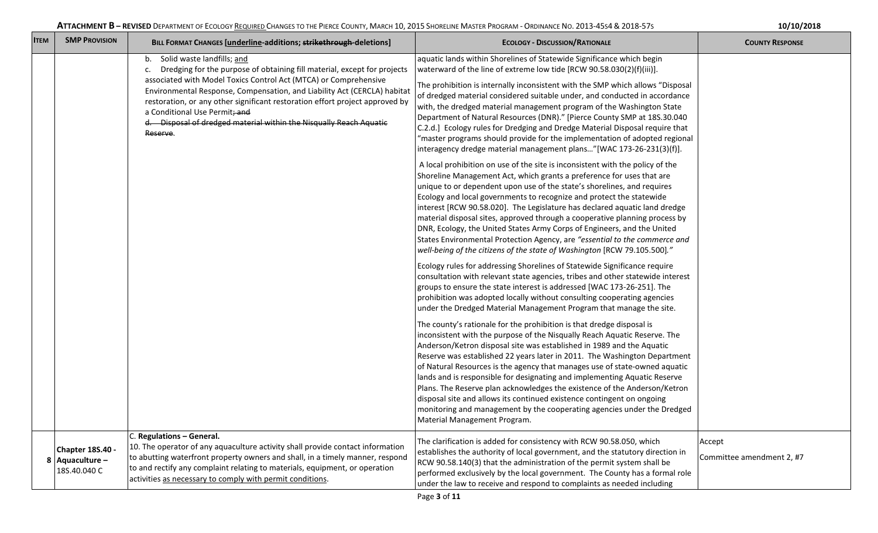| ITEM | SMP PROVISION | BILL FORMAT CHANGES [underline-additions; ~~strikethrough~~-deletions] | ECOLOGY - DISCUSSION/RATIONALE | COUNTY RESPONSE |
|---|---|---|---|---|
| | | b. Solid waste landfills; <u>and</u><br>c. Dredging for the purpose of obtaining fill material, except for projects associated with Model Toxics Control Act (MTCA) or Comprehensive Environmental Response, Compensation, and Liability Act (CERCLA) habitat restoration, or any other significant restoration effort project approved by a Conditional Use Permit~~; and~~<br>~~d. Disposal of dredged material within the Nisqually Reach Aquatic Reserve~~. | aquatic lands within Shorelines of Statewide Significance which begin waterward of the line of extreme low tide [RCW 90.58.030(2)(f)(iii)].<br><br>The prohibition is internally inconsistent with the SMP which allows "Disposal of dredged material considered suitable under, and conducted in accordance with, the dredged material management program of the Washington State Department of Natural Resources (DNR)." [Pierce County SMP at 18S.30.040 C.2.d.] Ecology rules for Dredging and Dredge Material Disposal require that "master programs should provide for the implementation of adopted regional interagency dredge material management plans…"[WAC 173-26-231(3)(f)].<br><br>A local prohibition on use of the site is inconsistent with the policy of the Shoreline Management Act, which grants a preference for uses that are unique to or dependent upon use of the state's shorelines, and requires Ecology and local governments to recognize and protect the statewide interest [RCW 90.58.020]. The Legislature has declared aquatic land dredge material disposal sites, approved through a cooperative planning process by DNR, Ecology, the United States Army Corps of Engineers, and the United States Environmental Protection Agency, are *"essential to the commerce and well-being of the citizens of the state of Washington* [RCW 79.105.500]*."*<br><br>Ecology rules for addressing Shorelines of Statewide Significance require consultation with relevant state agencies, tribes and other statewide interest groups to ensure the state interest is addressed [WAC 173-26-251]. The prohibition was adopted locally without consulting cooperating agencies under the Dredged Material Management Program that manage the site.<br><br>The county's rationale for the prohibition is that dredge disposal is inconsistent with the purpose of the Nisqually Reach Aquatic Reserve. The Anderson/Ketron disposal site was established in 1989 and the Aquatic Reserve was established 22 years later in 2011. The Washington Department of Natural Resources is the agency that manages use of state-owned aquatic lands and is responsible for designating and implementing Aquatic Reserve Plans. The Reserve plan acknowledges the existence of the Anderson/Ketron disposal site and allows its continued existence contingent on ongoing monitoring and management by the cooperating agencies under the Dredged Material Management Program. | |
| 8 | **Chapter 18S.40 - Aquaculture –** 18S.40.040 C | C. **Regulations – General.**<br>10. The operator of any aquaculture activity shall provide contact information to abutting waterfront property owners and shall, in a timely manner, respond to and rectify any complaint relating to materials, equipment, or operation activities <u>as necessary to comply with permit conditions</u>. | The clarification is added for consistency with RCW 90.58.050, which establishes the authority of local government, and the statutory direction in RCW 90.58.140(3) that the administration of the permit system shall be performed exclusively by the local government. The County has a formal role under the law to receive and respond to complaints as needed including | Accept<br><br>Committee amendment 2, #7 |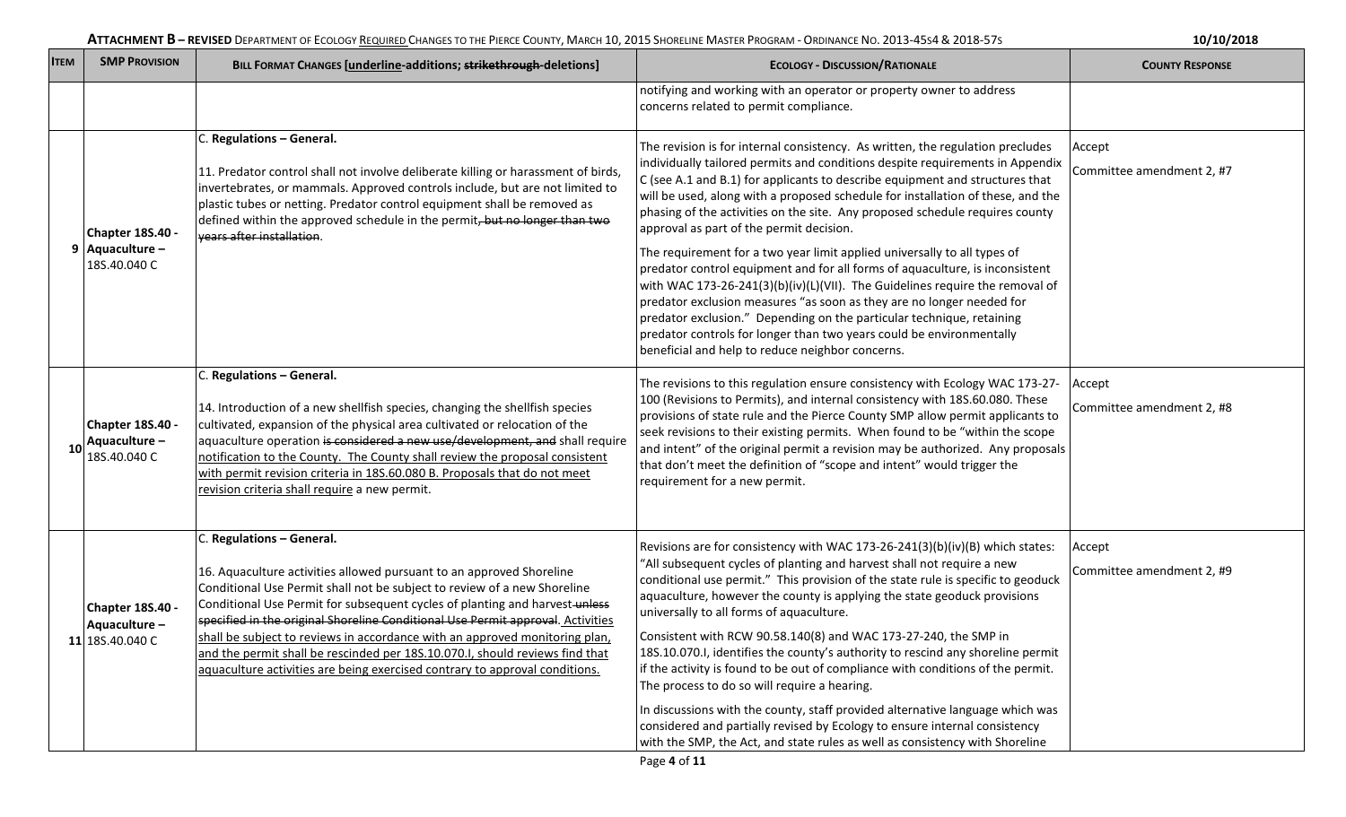**ATTACHMENT B – REVISED** DEPARTMENT OF ECOLOGY REQUIRED CHANGES TO THE PIERCE COUNTY, MARCH 10, 2015 SHORELINE MASTER PROGRAM - ORDINANCE NO. 2013-45S4 & 2018-57S — 10/10/2018

| ITEM | SMP PROVISION | BILL FORMAT CHANGES [underline-additions; ~~strikethrough~~-deletions] | ECOLOGY - DISCUSSION/RATIONALE | COUNTY RESPONSE |
|---|---|---|---|---|
| | | | notifying and working with an operator or property owner to address concerns related to permit compliance. | |
| 9 | Chapter 18S.40 - Aquaculture – 18S.40.040 C | C. **Regulations – General.**<br><br>11. Predator control shall not involve deliberate killing or harassment of birds, invertebrates, or mammals. Approved controls include, but are not limited to plastic tubes or netting. Predator control equipment shall be removed as defined within the approved schedule in the permit~~, but no longer than two years after installation~~. | The revision is for internal consistency. As written, the regulation precludes individually tailored permits and conditions despite requirements in Appendix C (see A.1 and B.1) for applicants to describe equipment and structures that will be used, along with a proposed schedule for installation of these, and the phasing of the activities on the site. Any proposed schedule requires county approval as part of the permit decision.<br><br>The requirement for a two year limit applied universally to all types of predator control equipment and for all forms of aquaculture, is inconsistent with WAC 173-26-241(3)(b)(iv)(L)(VII). The Guidelines require the removal of predator exclusion measures "as soon as they are no longer needed for predator exclusion." Depending on the particular technique, retaining predator controls for longer than two years could be environmentally beneficial and help to reduce neighbor concerns. | Accept<br><br>Committee amendment 2, #7 |
| 10 | Chapter 18S.40 - Aquaculture – 18S.40.040 C | C. **Regulations – General.**<br><br>14. Introduction of a new shellfish species, changing the shellfish species cultivated, expansion of the physical area cultivated or relocation of the aquaculture operation ~~is considered a new use/development, and~~ shall require <u>notification to the County. The County shall review the proposal consistent with permit revision criteria in 18S.60.080 B. Proposals that do not meet revision criteria shall require</u> a new permit. | The revisions to this regulation ensure consistency with Ecology WAC 173-27-100 (Revisions to Permits), and internal consistency with 18S.60.080. These provisions of state rule and the Pierce County SMP allow permit applicants to seek revisions to their existing permits. When found to be "within the scope and intent" of the original permit a revision may be authorized. Any proposals that don't meet the definition of "scope and intent" would trigger the requirement for a new permit. | Accept<br><br>Committee amendment 2, #8 |
| 11 | Chapter 18S.40 - Aquaculture – 18S.40.040 C | C. **Regulations – General.**<br><br>16. Aquaculture activities allowed pursuant to an approved Shoreline Conditional Use Permit shall not be subject to review of a new Shoreline Conditional Use Permit for subsequent cycles of planting and harvest ~~unless specified in the original Shoreline Conditional Use Permit approval~~. <u>Activities shall be subject to reviews in accordance with an approved monitoring plan, and the permit shall be rescinded per 18S.10.070.I, should reviews find that aquaculture activities are being exercised contrary to approval conditions.</u> | Revisions are for consistency with WAC 173-26-241(3)(b)(iv)(B) which states: "All subsequent cycles of planting and harvest shall not require a new conditional use permit." This provision of the state rule is specific to geoduck aquaculture, however the county is applying the state geoduck provisions universally to all forms of aquaculture.<br><br>Consistent with RCW 90.58.140(8) and WAC 173-27-240, the SMP in 18S.10.070.I, identifies the county's authority to rescind any shoreline permit if the activity is found to be out of compliance with conditions of the permit. The process to do so will require a hearing.<br><br>In discussions with the county, staff provided alternative language which was considered and partially revised by Ecology to ensure internal consistency with the SMP, the Act, and state rules as well as consistency with Shoreline | Accept<br><br>Committee amendment 2, #9 |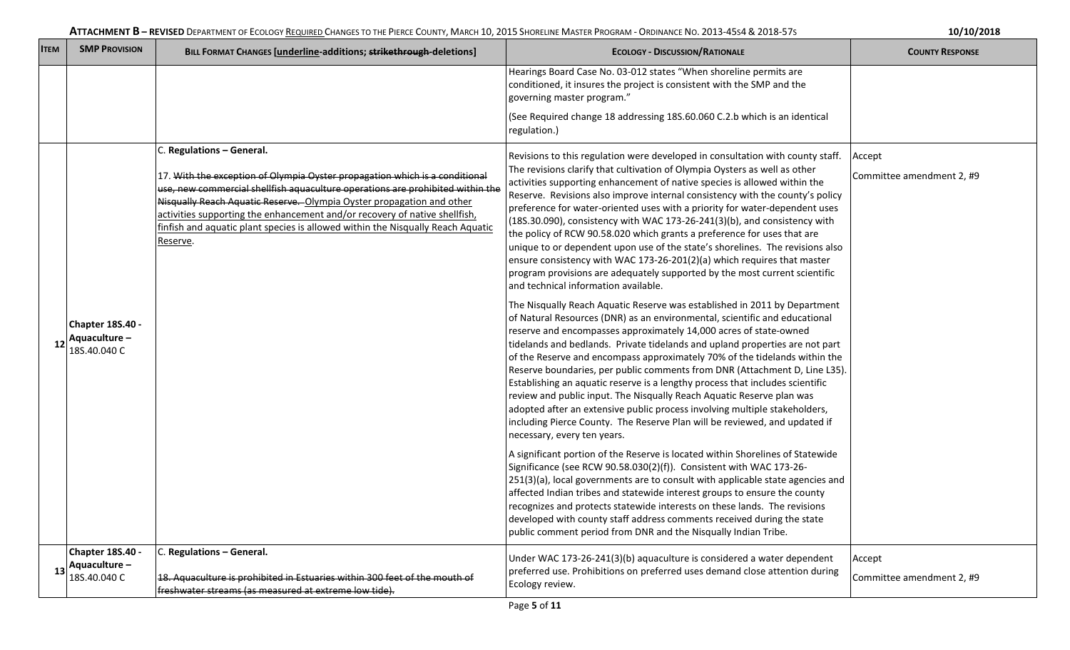| ITEM | SMP PROVISION | BILL FORMAT CHANGES [underline-additions; ~~strikethrough~~-deletions] | ECOLOGY - DISCUSSION/RATIONALE | COUNTY RESPONSE |
|---|---|---|---|---|
| | | | Hearings Board Case No. 03-012 states "When shoreline permits are conditioned, it insures the project is consistent with the SMP and the governing master program."<br><br>(See Required change 18 addressing 18S.60.060 C.2.b which is an identical regulation.) | |
| 12 | **Chapter 18S.40 - Aquaculture –** 18S.40.040 C | C. **Regulations – General.**<br><br>17. ~~With the exception of Olympia Oyster propagation which is a conditional use, new commercial shellfish aquaculture operations are prohibited within the Nisqually Reach Aquatic Reserve.~~ <u>Olympia Oyster propagation and other activities supporting the enhancement and/or recovery of native shellfish, finfish and aquatic plant species is allowed within the Nisqually Reach Aquatic Reserve</u>. | Revisions to this regulation were developed in consultation with county staff. The revisions clarify that cultivation of Olympia Oysters as well as other activities supporting enhancement of native species is allowed within the Reserve. Revisions also improve internal consistency with the county's policy preference for water-oriented uses with a priority for water-dependent uses (18S.30.090), consistency with WAC 173-26-241(3)(b), and consistency with the policy of RCW 90.58.020 which grants a preference for uses that are unique to or dependent upon use of the state's shorelines. The revisions also ensure consistency with WAC 173-26-201(2)(a) which requires that master program provisions are adequately supported by the most current scientific and technical information available.<br><br>The Nisqually Reach Aquatic Reserve was established in 2011 by Department of Natural Resources (DNR) as an environmental, scientific and educational reserve and encompasses approximately 14,000 acres of state-owned tidelands and bedlands. Private tidelands and upland properties are not part of the Reserve and encompass approximately 70% of the tidelands within the Reserve boundaries, per public comments from DNR (Attachment D, Line L35). Establishing an aquatic reserve is a lengthy process that includes scientific review and public input. The Nisqually Reach Aquatic Reserve plan was adopted after an extensive public process involving multiple stakeholders, including Pierce County. The Reserve Plan will be reviewed, and updated if necessary, every ten years.<br><br>A significant portion of the Reserve is located within Shorelines of Statewide Significance (see RCW 90.58.030(2)(f)). Consistent with WAC 173-26-251(3)(a), local governments are to consult with applicable state agencies and affected Indian tribes and statewide interest groups to ensure the county recognizes and protects statewide interests on these lands. The revisions developed with county staff address comments received during the state public comment period from DNR and the Nisqually Indian Tribe. | Accept<br><br>Committee amendment 2, #9 |
| 13 | **Chapter 18S.40 - Aquaculture –** 18S.40.040 C | C. **Regulations – General.**<br><br>~~18. Aquaculture is prohibited in Estuaries within 300 feet of the mouth of freshwater streams (as measured at extreme low tide).~~ | Under WAC 173-26-241(3)(b) aquaculture is considered a water dependent preferred use. Prohibitions on preferred uses demand close attention during Ecology review. | Accept<br><br>Committee amendment 2, #9 |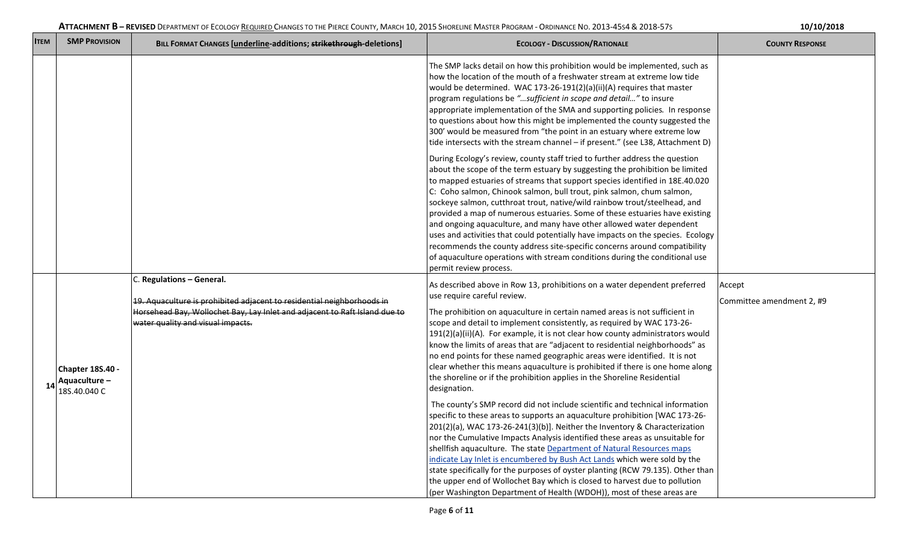| ITEM | SMP PROVISION | BILL FORMAT CHANGES [underline-additions; ~~strikethrough~~-deletions] | ECOLOGY - DISCUSSION/RATIONALE | COUNTY RESPONSE |
| --- | --- | --- | --- | --- |
| | | | The SMP lacks detail on how this prohibition would be implemented, such as how the location of the mouth of a freshwater stream at extreme low tide would be determined. WAC 173-26-191(2)(a)(ii)(A) requires that master program regulations be *"…sufficient in scope and detail…"* to insure appropriate implementation of the SMA and supporting policies. In response to questions about how this might be implemented the county suggested the 300' would be measured from "the point in an estuary where extreme low tide intersects with the stream channel – if present." (see L38, Attachment D)<br><br>During Ecology's review, county staff tried to further address the question about the scope of the term estuary by suggesting the prohibition be limited to mapped estuaries of streams that support species identified in 18E.40.020 C: Coho salmon, Chinook salmon, bull trout, pink salmon, chum salmon, sockeye salmon, cutthroat trout, native/wild rainbow trout/steelhead, and provided a map of numerous estuaries. Some of these estuaries have existing and ongoing aquaculture, and many have other allowed water dependent uses and activities that could potentially have impacts on the species. Ecology recommends the county address site-specific concerns around compatibility of aquaculture operations with stream conditions during the conditional use permit review process. | |
| 14 | **Chapter 18S.40 - Aquaculture –** 18S.40.040 C | C. **Regulations – General.**<br><br>~~19. Aquaculture is prohibited adjacent to residential neighborhoods in Horsehead Bay, Wollochet Bay, Lay Inlet and adjacent to Raft Island due to water quality and visual impacts.~~ | As described above in Row 13, prohibitions on a water dependent preferred use require careful review.<br><br>The prohibition on aquaculture in certain named areas is not sufficient in scope and detail to implement consistently, as required by WAC 173-26-191(2)(a)(ii)(A). For example, it is not clear how county administrators would know the limits of areas that are "adjacent to residential neighborhoods" as no end points for these named geographic areas were identified. It is not clear whether this means aquaculture is prohibited if there is one home along the shoreline or if the prohibition applies in the Shoreline Residential designation.<br><br>The county's SMP record did not include scientific and technical information specific to these areas to supports an aquaculture prohibition [WAC 173-26-201(2)(a), WAC 173-26-241(3)(b)]. Neither the Inventory & Characterization nor the Cumulative Impacts Analysis identified these areas as unsuitable for shellfish aquaculture. The state Department of Natural Resources maps indicate Lay Inlet is encumbered by Bush Act Lands which were sold by the state specifically for the purposes of oyster planting (RCW 79.135). Other than the upper end of Wollochet Bay which is closed to harvest due to pollution (per Washington Department of Health (WDOH)), most of these areas are | Accept<br><br>Committee amendment 2, #9 |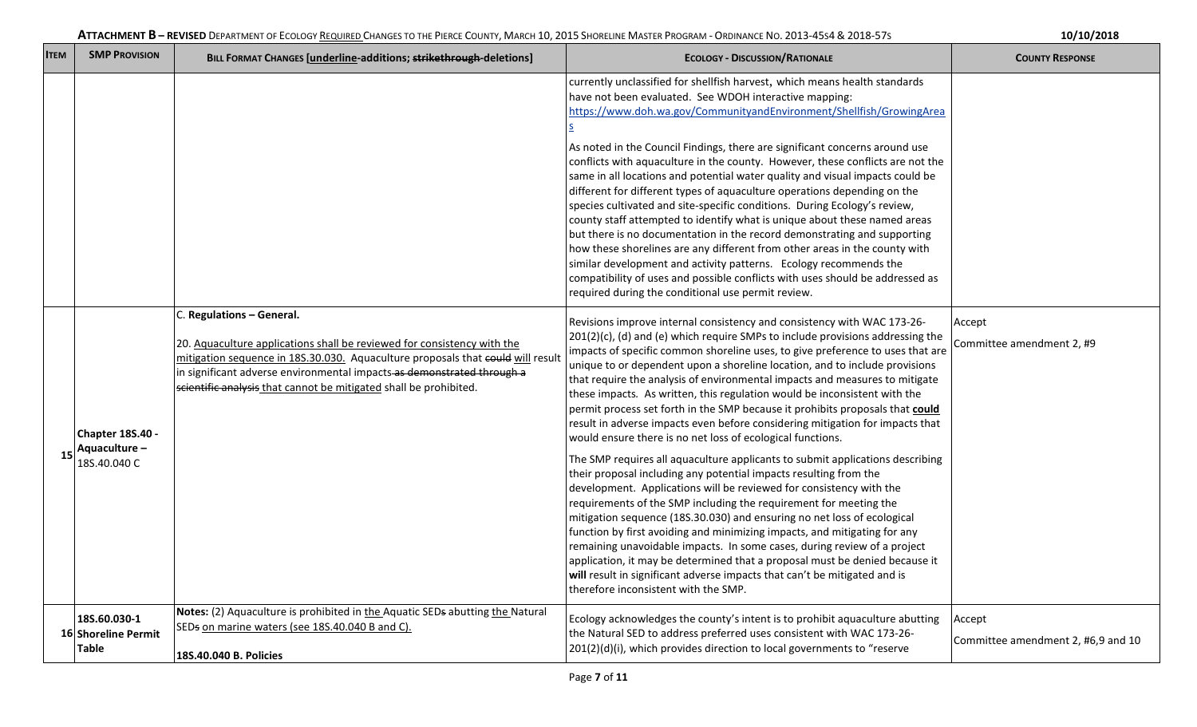| ITEM | SMP PROVISION | BILL FORMAT CHANGES [underline-additions; ~~strikethrough~~-deletions] | ECOLOGY - DISCUSSION/RATIONALE | COUNTY RESPONSE |
|---|---|---|---|---|
| | | | currently unclassified for shellfish harvest, which means health standards have not been evaluated. See WDOH interactive mapping: https://www.doh.wa.gov/CommunityandEnvironment/Shellfish/GrowingAreas<br><br>As noted in the Council Findings, there are significant concerns around use conflicts with aquaculture in the county. However, these conflicts are not the same in all locations and potential water quality and visual impacts could be different for different types of aquaculture operations depending on the species cultivated and site-specific conditions. During Ecology's review, county staff attempted to identify what is unique about these named areas but there is no documentation in the record demonstrating and supporting how these shorelines are any different from other areas in the county with similar development and activity patterns. Ecology recommends the compatibility of uses and possible conflicts with uses should be addressed as required during the conditional use permit review. | |
| 15 | **Chapter 18S.40 - Aquaculture – 18S.40.040 C** | C. **Regulations – General.**<br><br>20. Aquaculture applications shall be reviewed for consistency with the mitigation sequence in 18S.30.030. Aquaculture proposals that ~~could~~ will result in significant adverse environmental impacts ~~as demonstrated through a scientific analysis~~ that cannot be mitigated shall be prohibited. | Revisions improve internal consistency and consistency with WAC 173-26-201(2)(c), (d) and (e) which require SMPs to include provisions addressing the impacts of specific common shoreline uses, to give preference to uses that are unique to or dependent upon a shoreline location, and to include provisions that require the analysis of environmental impacts and measures to mitigate these impacts. As written, this regulation would be inconsistent with the permit process set forth in the SMP because it prohibits proposals that **could** result in adverse impacts even before considering mitigation for impacts that would ensure there is no net loss of ecological functions.<br><br>The SMP requires all aquaculture applicants to submit applications describing their proposal including any potential impacts resulting from the development. Applications will be reviewed for consistency with the requirements of the SMP including the requirement for meeting the mitigation sequence (18S.30.030) and ensuring no net loss of ecological function by first avoiding and minimizing impacts, and mitigating for any remaining unavoidable impacts. In some cases, during review of a project application, it may be determined that a proposal must be denied because it **will** result in significant adverse impacts that can't be mitigated and is therefore inconsistent with the SMP. | Accept<br><br>Committee amendment 2, #9 |
| 16 | **18S.60.030-1 Shoreline Permit Table** | **Notes:** (2) Aquaculture is prohibited in the Aquatic SED~~s~~ abutting the Natural SED~~s~~ on marine waters (see 18S.40.040 B and C).<br><br>**18S.40.040 B. Policies** | Ecology acknowledges the county's intent is to prohibit aquaculture abutting the Natural SED to address preferred uses consistent with WAC 173-26-201(2)(d)(i), which provides direction to local governments to "reserve | Accept<br><br>Committee amendment 2, #6,9 and 10 |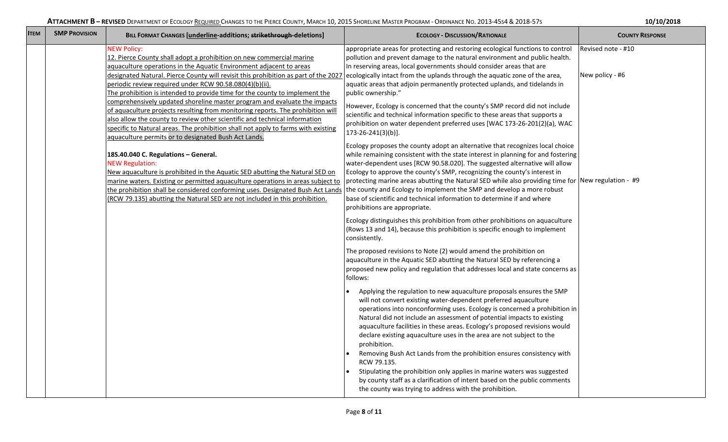ATTACHMENT B – REVISED DEPARTMENT OF ECOLOGY REQUIRED CHANGES TO THE PIERCE COUNTY, MARCH 10, 2015 SHORELINE MASTER PROGRAM - ORDINANCE NO. 2013-45S4 & 2018-57S

| ITEM | SMP PROVISION | BILL FORMAT CHANGES [underline-additions; ~~strikethrough~~-deletions] | ECOLOGY - DISCUSSION/RATIONALE | COUNTY RESPONSE |
|---|---|---|---|---|
| | | NEW Policy:<br>12. Pierce County shall adopt a prohibition on new commercial marine aquaculture operations in the Aquatic Environment adjacent to areas designated Natural. Pierce County will revisit this prohibition as part of the 2027 periodic review required under RCW 90.58.080(4)(b)(ii). The prohibition is intended to provide time for the county to implement the comprehensively updated shoreline master program and evaluate the impacts of aquaculture projects resulting from monitoring reports. The prohibition will also allow the county to review other scientific and technical information specific to Natural areas. The prohibition shall not apply to farms with existing aquaculture permits or to designated Bush Act Lands.<br><br>**18S.40.040 C. Regulations – General.**<br>NEW Regulation:<br>New aquaculture is prohibited in the Aquatic SED abutting the Natural SED on marine waters. Existing or permitted aquaculture operations in areas subject to the prohibition shall be considered conforming uses. Designated Bush Act Lands (RCW 79.135) abutting the Natural SED are not included in this prohibition. | appropriate areas for protecting and restoring ecological functions to control pollution and prevent damage to the natural environment and public health. In reserving areas, local governments should consider areas that are ecologically intact from the uplands through the aquatic zone of the area, aquatic areas that adjoin permanently protected uplands, and tidelands in public ownership."<br><br>However, Ecology is concerned that the county's SMP record did not include scientific and technical information specific to these areas that supports a prohibition on water dependent preferred uses [WAC 173-26-201(2)(a), WAC 173-26-241(3)(b)].<br><br>Ecology proposes the county adopt an alternative that recognizes local choice while remaining consistent with the state interest in planning for and fostering water-dependent uses [RCW 90.58.020]. The suggested alternative will allow Ecology to approve the county's SMP, recognizing the county's interest in protecting marine areas abutting the Natural SED while also providing time for the county and Ecology to implement the SMP and develop a more robust base of scientific and technical information to determine if and where prohibitions are appropriate.<br><br>Ecology distinguishes this prohibition from other prohibitions on aquaculture (Rows 13 and 14), because this prohibition is specific enough to implement consistently.<br><br>The proposed revisions to Note (2) would amend the prohibition on aquaculture in the Aquatic SED abutting the Natural SED by referencing a proposed new policy and regulation that addresses local and state concerns as follows:<br><br>• Applying the regulation to new aquaculture proposals ensures the SMP will not convert existing water-dependent preferred aquaculture operations into nonconforming uses. Ecology is concerned a prohibition in Natural did not include an assessment of potential impacts to existing aquaculture facilities in these areas. Ecology's proposed revisions would declare existing aquaculture uses in the area are not subject to the prohibition.<br>• Removing Bush Act Lands from the prohibition ensures consistency with RCW 79.135.<br>• Stipulating the prohibition only applies in marine waters was suggested by county staff as a clarification of intent based on the public comments the county was trying to address with the prohibition. | Revised note - #10<br><br>New policy - #6<br><br>New regulation - #9 |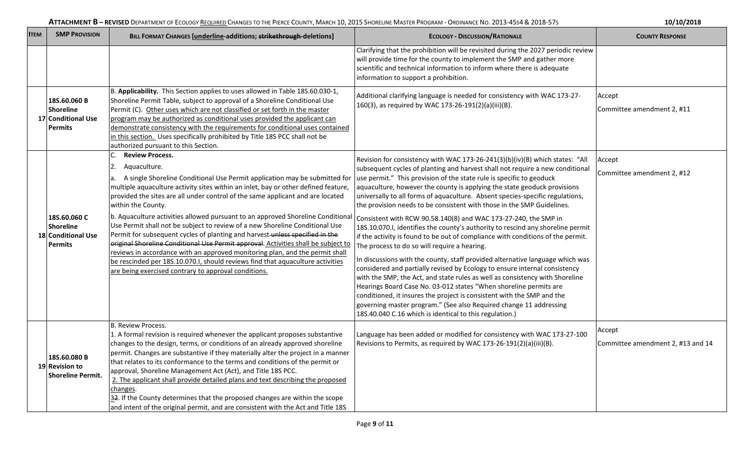**ATTACHMENT B – REVISED DEPARTMENT OF ECOLOGY REQUIRED CHANGES TO THE PIERCE COUNTY, MARCH 10, 2015 SHORELINE MASTER PROGRAM - ORDINANCE NO. 2013-45S4 & 2018-57S** 10/10/2018

| ITEM | SMP PROVISION | BILL FORMAT CHANGES [underline-additions; ~~strikethrough~~-deletions] | ECOLOGY - DISCUSSION/RATIONALE | COUNTY RESPONSE |
|---|---|---|---|---|
| | | | Clarifying that the prohibition will be revisited during the 2027 periodic review will provide time for the county to implement the SMP and gather more scientific and technical information to inform where there is adequate information to support a prohibition. | |
| 17 | 18S.60.060 B Shoreline Conditional Use Permits | B. **Applicability.** This Section applies to uses allowed in Table 18S.60.030-1, Shoreline Permit Table, subject to approval of a Shoreline Conditional Use Permit (C). <u>Other uses which are not classified or set forth in the master program may be authorized as conditional uses provided the applicant can demonstrate consistency with the requirements for conditional uses contained in this section. Uses specifically prohibited by Title 18S PCC shall not be authorized pursuant to this Section.</u> | Additional clarifying language is needed for consistency with WAC 173-27-160(3), as required by WAC 173-26-191(2)(a)(iii)(B). | Accept<br>Committee amendment 2, #11 |
| 18 | 18S.60.060 C Shoreline Conditional Use Permits | C. **Review Process.**<br>2. Aquaculture.<br>a. A single Shoreline Conditional Use Permit application may be submitted for multiple aquaculture activity sites within an inlet, bay or other defined feature, provided the sites are all under control of the same applicant and are located within the County.<br>b. Aquaculture activities allowed pursuant to an approved Shoreline Conditional Use Permit shall not be subject to review of a new Shoreline Conditional Use Permit for subsequent cycles of planting and harvest ~~unless specified in the original Shoreline Conditional Use Permit approval~~. <u>Activities shall be subject to reviews in accordance with an approved monitoring plan, and the permit shall be rescinded per 18S.10.070.I, should reviews find that aquaculture activities are being exercised contrary to approval conditions.</u> | Revision for consistency with WAC 173-26-241(3)(b)(iv)(B) which states: "All subsequent cycles of planting and harvest shall not require a new conditional use permit." This provision of the state rule is specific to geoduck aquaculture, however the county is applying the state geoduck provisions universally to all forms of aquaculture. Absent species-specific regulations, the provision needs to be consistent with those in the SMP Guidelines.<br>Consistent with RCW 90.58.140(8) and WAC 173-27-240, the SMP in 18S.10.070.I, identifies the county's authority to rescind any shoreline permit if the activity is found to be out of compliance with conditions of the permit. The process to do so will require a hearing.<br>In discussions with the county, staff provided alternative language which was considered and partially revised by Ecology to ensure internal consistency with the SMP, the Act, and state rules as well as consistency with Shoreline Hearings Board Case No. 03-012 states "When shoreline permits are conditioned, it insures the project is consistent with the SMP and the governing master program." (See also Required change 11 addressing 18S.40.040 C.16 which is identical to this regulation.) | Accept<br>Committee amendment 2, #12 |
| 19 | 18S.60.080 B Revision to Shoreline Permit. | B. Review Process.<br>1. A formal revision is required whenever the applicant proposes substantive changes to the design, terms, or conditions of an already approved shoreline permit. Changes are substantive if they materially alter the project in a manner that relates to its conformance to the terms and conditions of the permit or approval, Shoreline Management Act (Act), and Title 18S PCC.<br><u>2. The applicant shall provide detailed plans and text describing the proposed changes.</u><br><u>3</u>~~2~~. If the County determines that the proposed changes are within the scope and intent of the original permit, and are consistent with the Act and Title 18S | Language has been added or modified for consistency with WAC 173-27-100 Revisions to Permits, as required by WAC 173-26-191(2)(a)(iii)(B). | Accept<br>Committee amendment 2, #13 and 14 |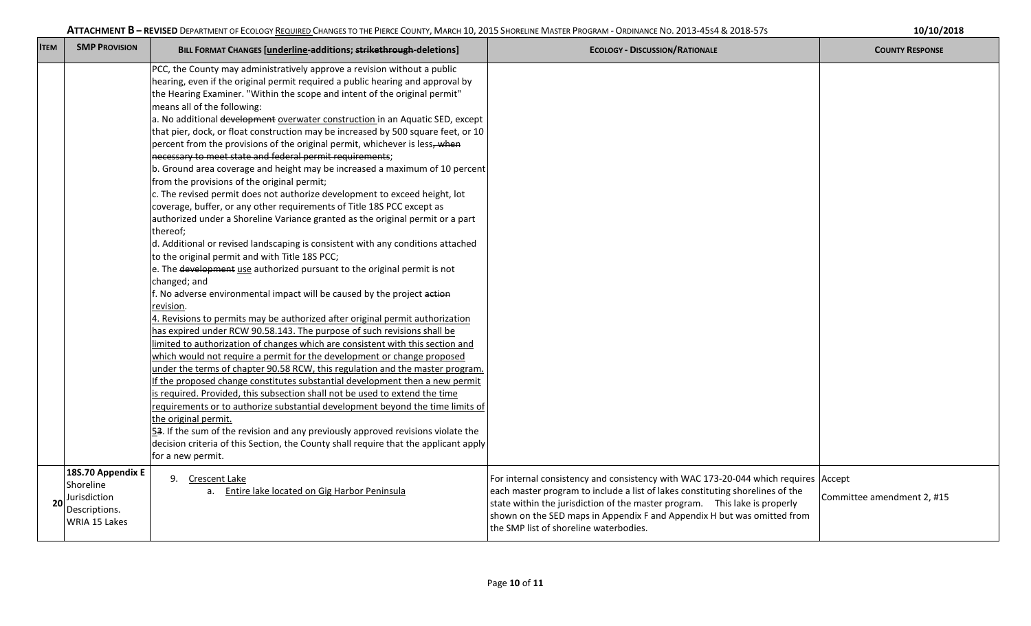| Item | SMP Provision | Bill Format Changes [underline-additions; ~~strikethrough~~-deletions] | Ecology - Discussion/Rationale | County Response |
| --- | --- | --- | --- | --- |
| | | PCC, the County may administratively approve a revision without a public hearing, even if the original permit required a public hearing and approval by the Hearing Examiner. "Within the scope and intent of the original permit" means all of the following:<br>a. No additional ~~development~~ <u>overwater construction</u> in an Aquatic SED, except that pier, dock, or float construction may be increased by 500 square feet, or 10 percent from the provisions of the original permit, whichever is less~~, when necessary to meet state and federal permit requirements~~;<br>b. Ground area coverage and height may be increased a maximum of 10 percent from the provisions of the original permit;<br>c. The revised permit does not authorize development to exceed height, lot coverage, buffer, or any other requirements of Title 18S PCC except as authorized under a Shoreline Variance granted as the original permit or a part thereof;<br>d. Additional or revised landscaping is consistent with any conditions attached to the original permit and with Title 18S PCC;<br>e. The ~~development~~ <u>use</u> authorized pursuant to the original permit is not changed; and<br>f. No adverse environmental impact will be caused by the project ~~action~~ <u>revision</u>.<br><u>4. Revisions to permits may be authorized after original permit authorization has expired under RCW 90.58.143. The purpose of such revisions shall be limited to authorization of changes which are consistent with this section and which would not require a permit for the development or change proposed under the terms of chapter 90.58 RCW, this regulation and the master program. If the proposed change constitutes substantial development then a new permit is required. Provided, this subsection shall not be used to extend the time requirements or to authorize substantial development beyond the time limits of the original permit.</u><br><u>5</u>~~3~~. If the sum of the revision and any previously approved revisions violate the decision criteria of this Section, the County shall require that the applicant apply for a new permit. | | |
| 20 | **18S.70 Appendix E** Shoreline Jurisdiction Descriptions. WRIA 15 Lakes | 9. <u>Crescent Lake</u><br>a. <u>Entire lake located on Gig Harbor Peninsula</u> | For internal consistency and consistency with WAC 173-20-044 which requires each master program to include a list of lakes constituting shorelines of the state within the jurisdiction of the master program. This lake is properly shown on the SED maps in Appendix F and Appendix H but was omitted from the SMP list of shoreline waterbodies. | Accept<br><br>Committee amendment 2, #15 |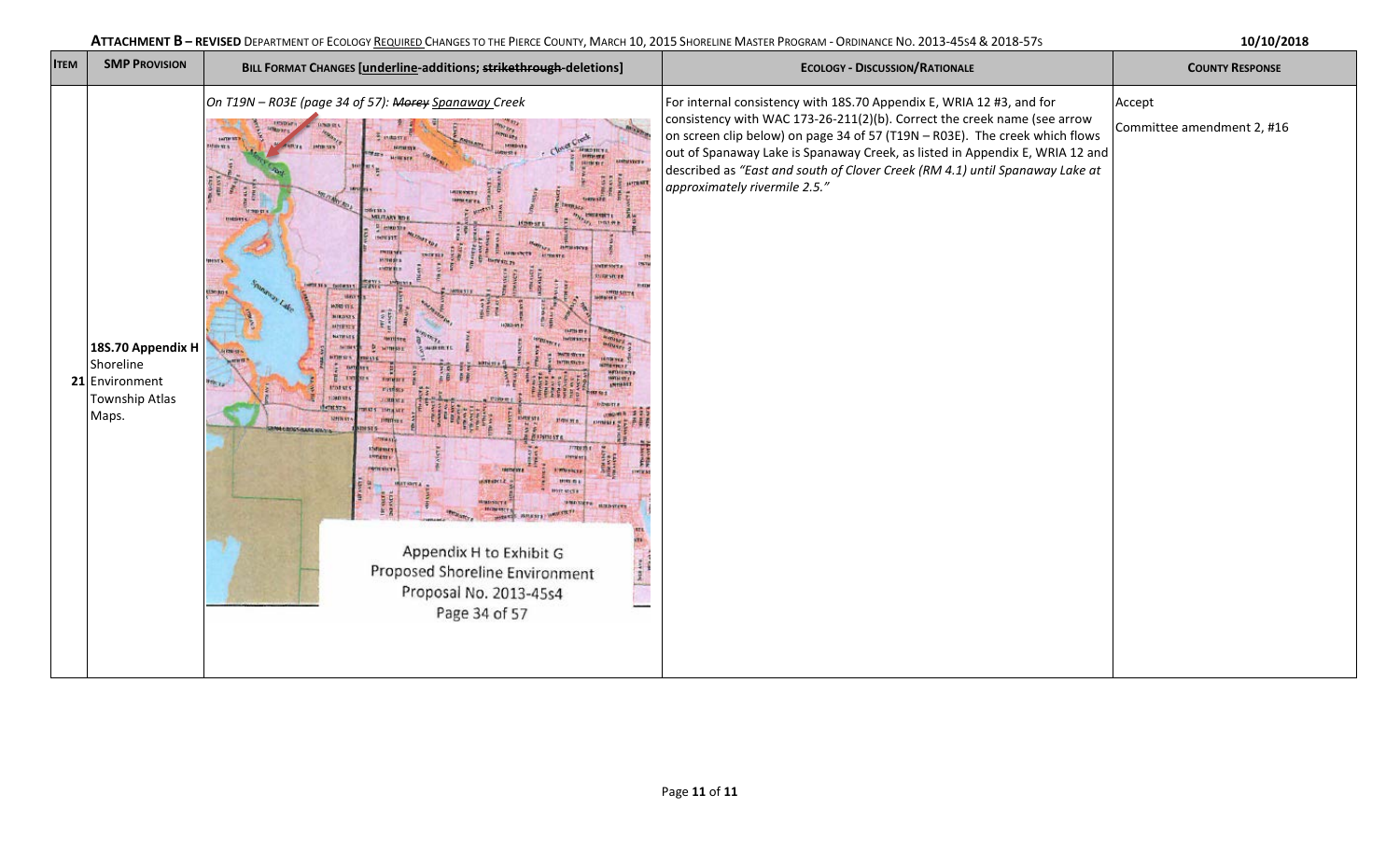**ATTACHMENT B – REVISED DEPARTMENT OF ECOLOGY REQUIRED CHANGES TO THE PIERCE COUNTY, MARCH 10, 2015 SHORELINE MASTER PROGRAM - ORDINANCE NO. 2013-45S4 & 2018-57S** **10/10/2018**

| ITEM | SMP PROVISION | BILL FORMAT CHANGES [underline-additions; ~~strikethrough~~-deletions] | ECOLOGY - DISCUSSION/RATIONALE | COUNTY RESPONSE |
|---|---|---|---|---|
| 21 | **18S.70 Appendix H** Shoreline Environment Township Atlas Maps. | *On T19N – R03E (page 34 of 57): ~~Morey~~ Spanaway Creek*<br><br>Appendix H to Exhibit G<br>Proposed Shoreline Environment<br>Proposal No. 2013-45s4<br>Page 34 of 57 | For internal consistency with 18S.70 Appendix E, WRIA 12 #3, and for consistency with WAC 173-26-211(2)(b). Correct the creek name (see arrow on screen clip below) on page 34 of 57 (T19N – R03E). The creek which flows out of Spanaway Lake is Spanaway Creek, as listed in Appendix E, WRIA 12 and described as *"East and south of Clover Creek (RM 4.1) until Spanaway Lake at approximately rivermile 2.5."* | Accept<br><br>Committee amendment 2, #16 |